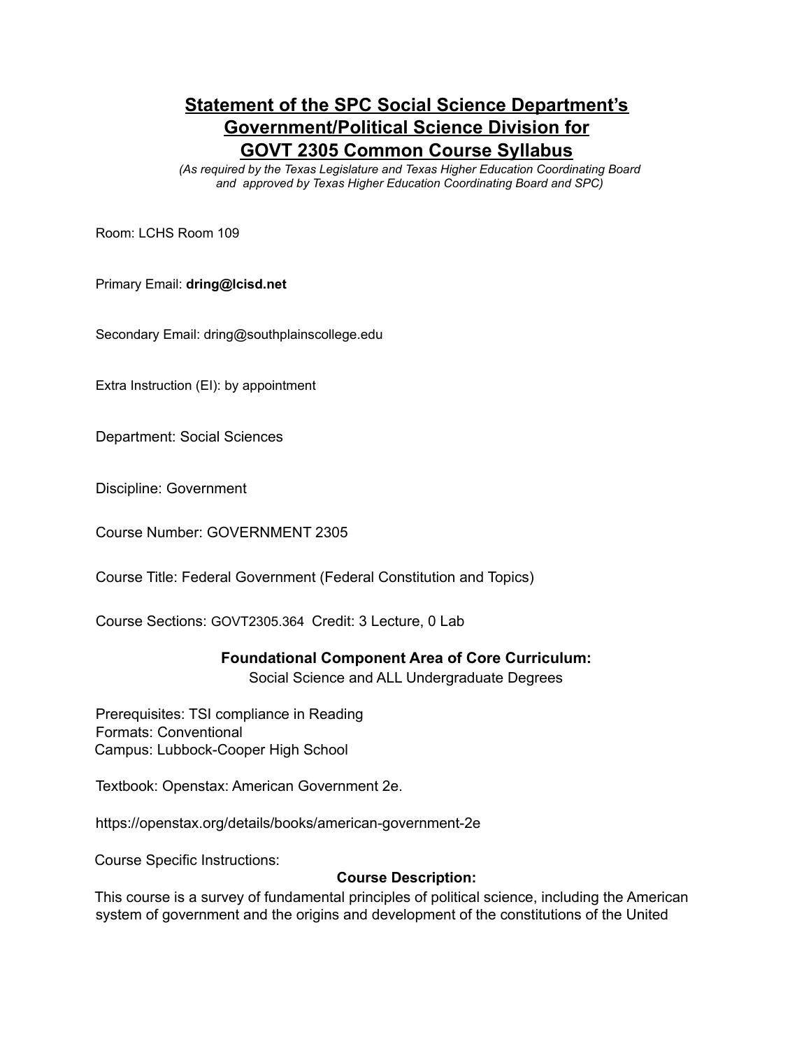# Statement of the SPC Social Science Department's Government/Political Science Division for GOVT 2305 Common Course Syllabus

*(As required by the Texas Legislature and Texas Higher Education Coordinating Board and approved by Texas Higher Education Coordinating Board and SPC)*

Room: LCHS Room 109

Primary Email: **dring@lcisd.net**

Secondary Email: dring@southplainscollege.edu

Extra Instruction (EI): by appointment

Department: Social Sciences

Discipline: Government

Course Number: GOVERNMENT 2305

Course Title: Federal Government (Federal Constitution and Topics)

Course Sections: GOVT2305.364 Credit: 3 Lecture, 0 Lab

**Foundational Component Area of Core Curriculum:**
Social Science and ALL Undergraduate Degrees

Prerequisites: TSI compliance in Reading
Formats: Conventional
Campus: Lubbock-Cooper High School

Textbook: Openstax: American Government 2e.

https://openstax.org/details/books/american-government-2e

Course Specific Instructions:

**Course Description:**

This course is a survey of fundamental principles of political science, including the American system of government and the origins and development of the constitutions of the United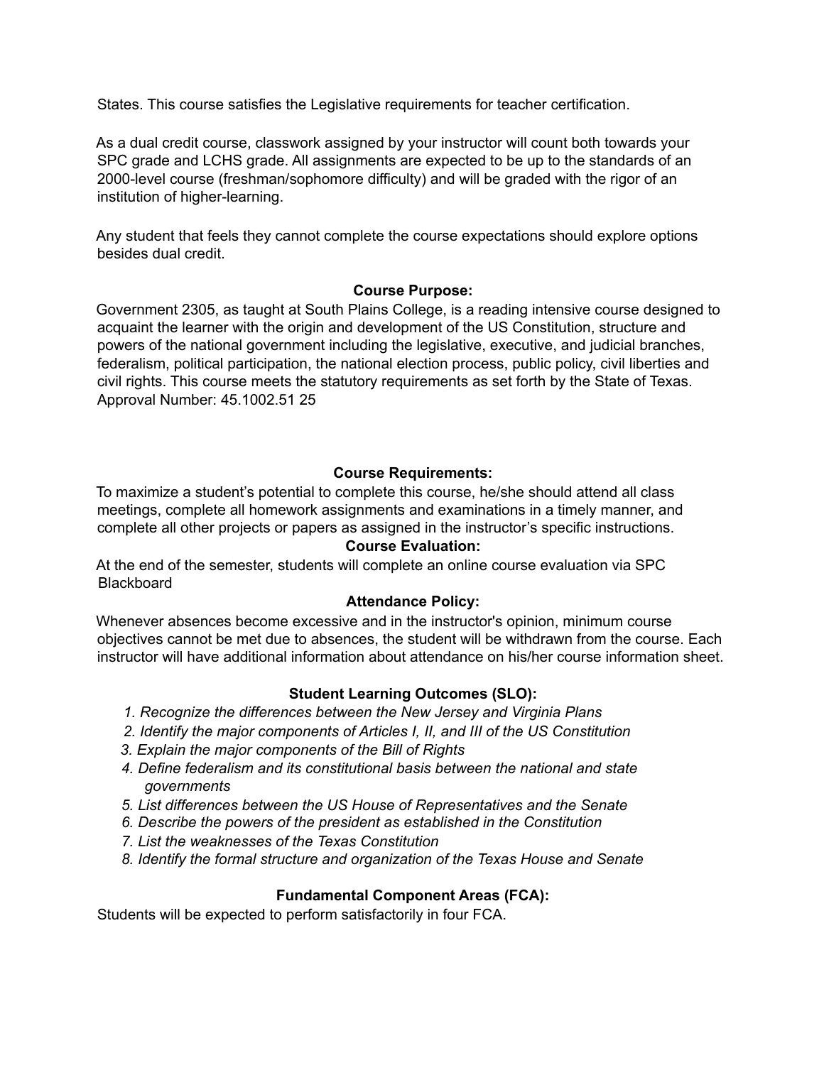States. This course satisfies the Legislative requirements for teacher certification.

As a dual credit course, classwork assigned by your instructor will count both towards your SPC grade and LCHS grade. All assignments are expected to be up to the standards of an 2000-level course (freshman/sophomore difficulty) and will be graded with the rigor of an institution of higher-learning.

Any student that feels they cannot complete the course expectations should explore options besides dual credit.

### Course Purpose:

Government 2305, as taught at South Plains College, is a reading intensive course designed to acquaint the learner with the origin and development of the US Constitution, structure and powers of the national government including the legislative, executive, and judicial branches, federalism, political participation, the national election process, public policy, civil liberties and civil rights. This course meets the statutory requirements as set forth by the State of Texas. Approval Number: 45.1002.51 25

### Course Requirements:

To maximize a student's potential to complete this course, he/she should attend all class meetings, complete all homework assignments and examinations in a timely manner, and complete all other projects or papers as assigned in the instructor's specific instructions.

### Course Evaluation:

At the end of the semester, students will complete an online course evaluation via SPC Blackboard

### Attendance Policy:

Whenever absences become excessive and in the instructor's opinion, minimum course objectives cannot be met due to absences, the student will be withdrawn from the course. Each instructor will have additional information about attendance on his/her course information sheet.

### Student Learning Outcomes (SLO):

1. *Recognize the differences between the New Jersey and Virginia Plans*
2. *Identify the major components of Articles I, II, and III of the US Constitution*
3. *Explain the major components of the Bill of Rights*
4. *Define federalism and its constitutional basis between the national and state governments*
5. *List differences between the US House of Representatives and the Senate*
6. *Describe the powers of the president as established in the Constitution*
7. *List the weaknesses of the Texas Constitution*
8. *Identify the formal structure and organization of the Texas House and Senate*

### Fundamental Component Areas (FCA):

Students will be expected to perform satisfactorily in four FCA.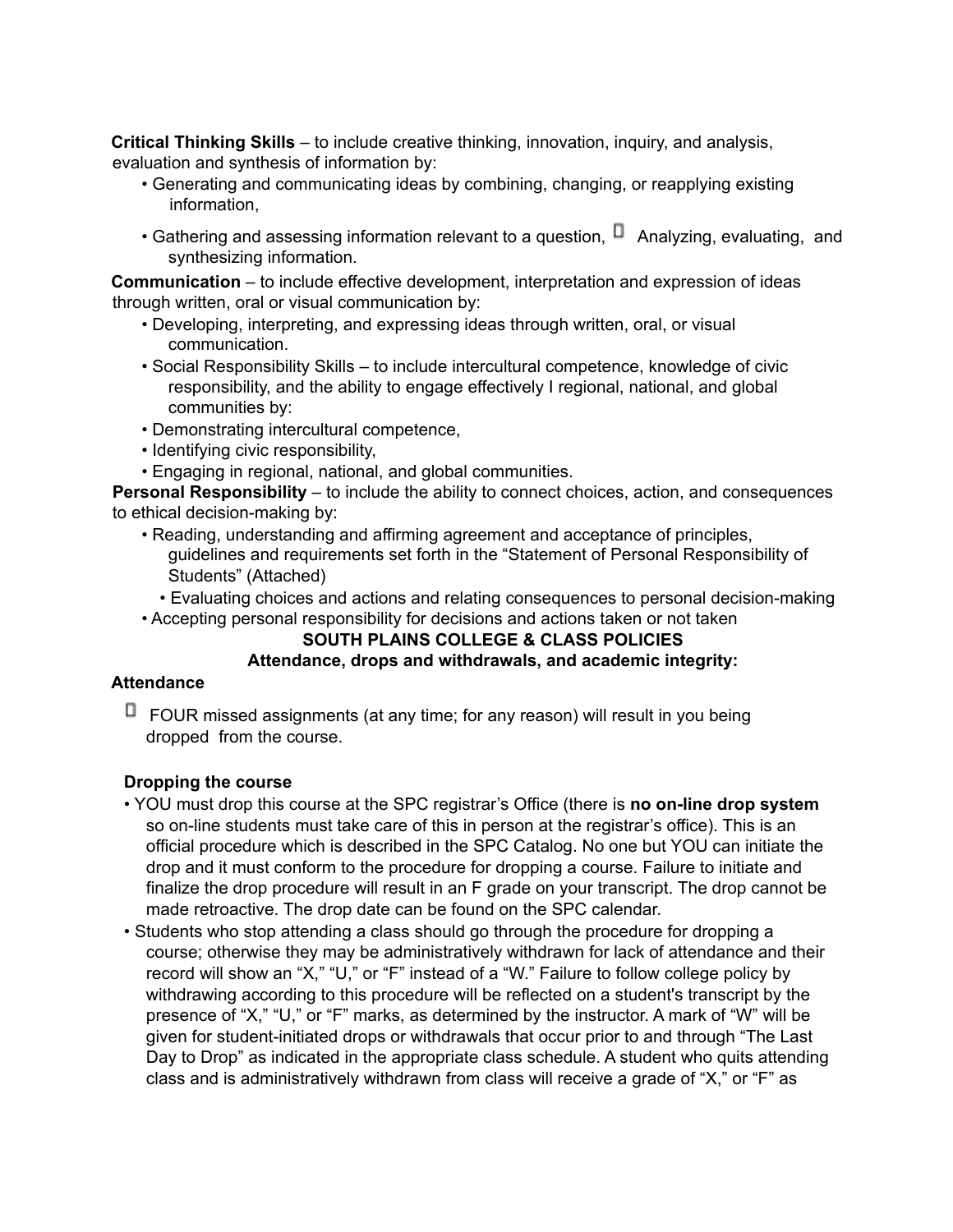**Critical Thinking Skills** – to include creative thinking, innovation, inquiry, and analysis, evaluation and synthesis of information by:

- Generating and communicating ideas by combining, changing, or reapplying existing information,
- Gathering and assessing information relevant to a question,  Analyzing, evaluating, and synthesizing information.

**Communication** – to include effective development, interpretation and expression of ideas through written, oral or visual communication by:

- Developing, interpreting, and expressing ideas through written, oral, or visual communication.
- Social Responsibility Skills – to include intercultural competence, knowledge of civic responsibility, and the ability to engage effectively I regional, national, and global communities by:
- Demonstrating intercultural competence,
- Identifying civic responsibility,
- Engaging in regional, national, and global communities.

**Personal Responsibility** – to include the ability to connect choices, action, and consequences to ethical decision-making by:

- Reading, understanding and affirming agreement and acceptance of principles, guidelines and requirements set forth in the "Statement of Personal Responsibility of Students" (Attached)
- Evaluating choices and actions and relating consequences to personal decision-making
- Accepting personal responsibility for decisions and actions taken or not taken

**SOUTH PLAINS COLLEGE & CLASS POLICIES**

**Attendance, drops and withdrawals, and academic integrity:**

**Attendance**

- FOUR missed assignments (at any time; for any reason) will result in you being dropped from the course.

**Dropping the course**

- YOU must drop this course at the SPC registrar's Office (there is **no on-line drop system** so on-line students must take care of this in person at the registrar's office). This is an official procedure which is described in the SPC Catalog. No one but YOU can initiate the drop and it must conform to the procedure for dropping a course. Failure to initiate and finalize the drop procedure will result in an F grade on your transcript. The drop cannot be made retroactive. The drop date can be found on the SPC calendar.
- Students who stop attending a class should go through the procedure for dropping a course; otherwise they may be administratively withdrawn for lack of attendance and their record will show an "X," "U," or "F" instead of a "W." Failure to follow college policy by withdrawing according to this procedure will be reflected on a student's transcript by the presence of "X," "U," or "F" marks, as determined by the instructor. A mark of "W" will be given for student-initiated drops or withdrawals that occur prior to and through "The Last Day to Drop" as indicated in the appropriate class schedule. A student who quits attending class and is administratively withdrawn from class will receive a grade of "X," or "F" as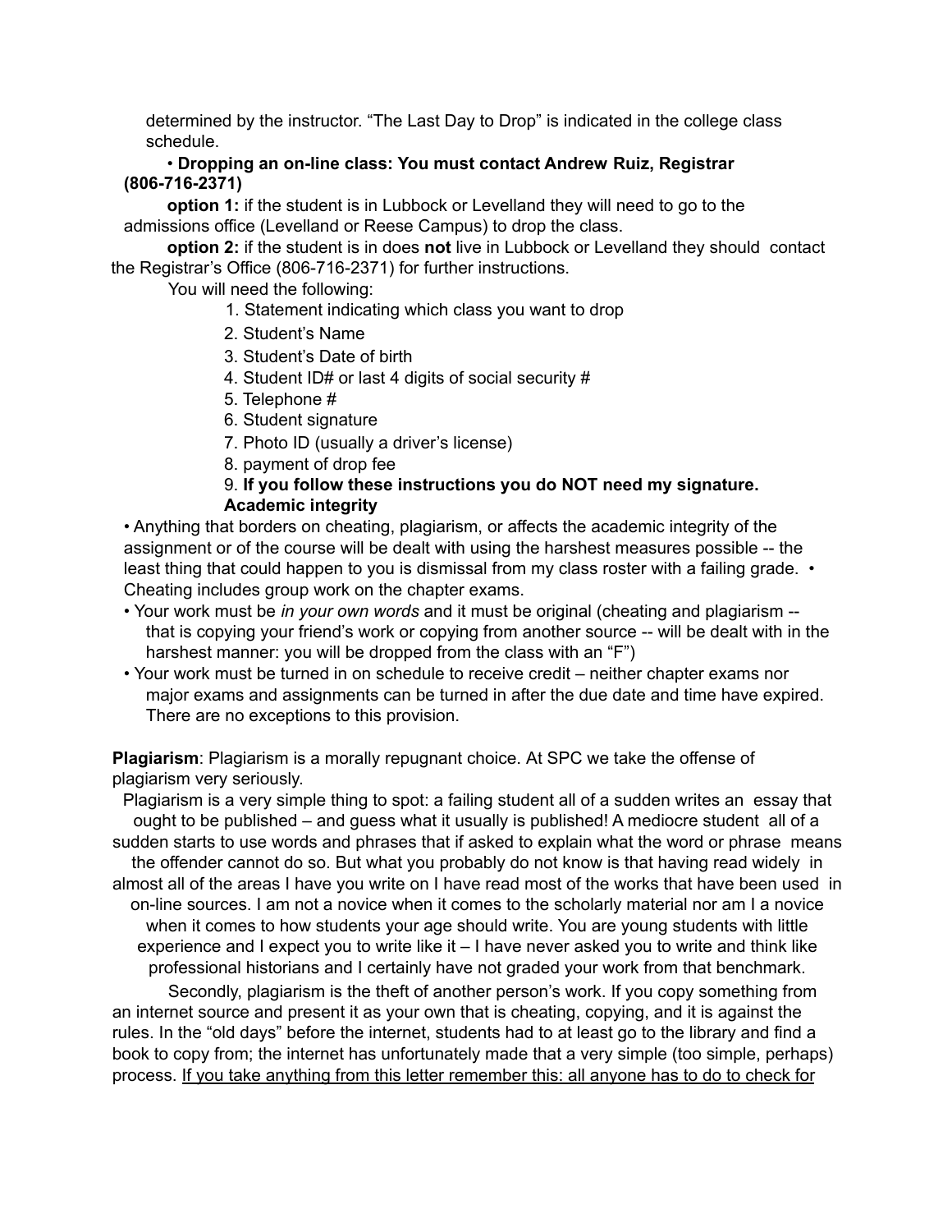determined by the instructor. "The Last Day to Drop" is indicated in the college class schedule.

- **Dropping an on-line class: You must contact Andrew Ruiz, Registrar (806-716-2371)**

**option 1:** if the student is in Lubbock or Levelland they will need to go to the admissions office (Levelland or Reese Campus) to drop the class.

**option 2:** if the student is in does **not** live in Lubbock or Levelland they should contact the Registrar's Office (806-716-2371) for further instructions.

You will need the following:

1. Statement indicating which class you want to drop
2. Student's Name
3. Student's Date of birth
4. Student ID# or last 4 digits of social security #
5. Telephone #
6. Student signature
7. Photo ID (usually a driver's license)
8. payment of drop fee
9. **If you follow these instructions you do NOT need my signature.**

**Academic integrity**

- Anything that borders on cheating, plagiarism, or affects the academic integrity of the assignment or of the course will be dealt with using the harshest measures possible -- the least thing that could happen to you is dismissal from my class roster with a failing grade.
- Cheating includes group work on the chapter exams.
- Your work must be *in your own words* and it must be original (cheating and plagiarism -- that is copying your friend's work or copying from another source -- will be dealt with in the harshest manner: you will be dropped from the class with an "F")
- Your work must be turned in on schedule to receive credit – neither chapter exams nor major exams and assignments can be turned in after the due date and time have expired. There are no exceptions to this provision.

**Plagiarism**: Plagiarism is a morally repugnant choice. At SPC we take the offense of plagiarism very seriously.

Plagiarism is a very simple thing to spot: a failing student all of a sudden writes an essay that ought to be published – and guess what it usually is published! A mediocre student all of a sudden starts to use words and phrases that if asked to explain what the word or phrase means the offender cannot do so. But what you probably do not know is that having read widely in almost all of the areas I have you write on I have read most of the works that have been used in on-line sources. I am not a novice when it comes to the scholarly material nor am I a novice when it comes to how students your age should write. You are young students with little experience and I expect you to write like it – I have never asked you to write and think like professional historians and I certainly have not graded your work from that benchmark.

Secondly, plagiarism is the theft of another person's work. If you copy something from an internet source and present it as your own that is cheating, copying, and it is against the rules. In the "old days" before the internet, students had to at least go to the library and find a book to copy from; the internet has unfortunately made that a very simple (too simple, perhaps) process. <u>If you take anything from this letter remember this: all anyone has to do to check for</u>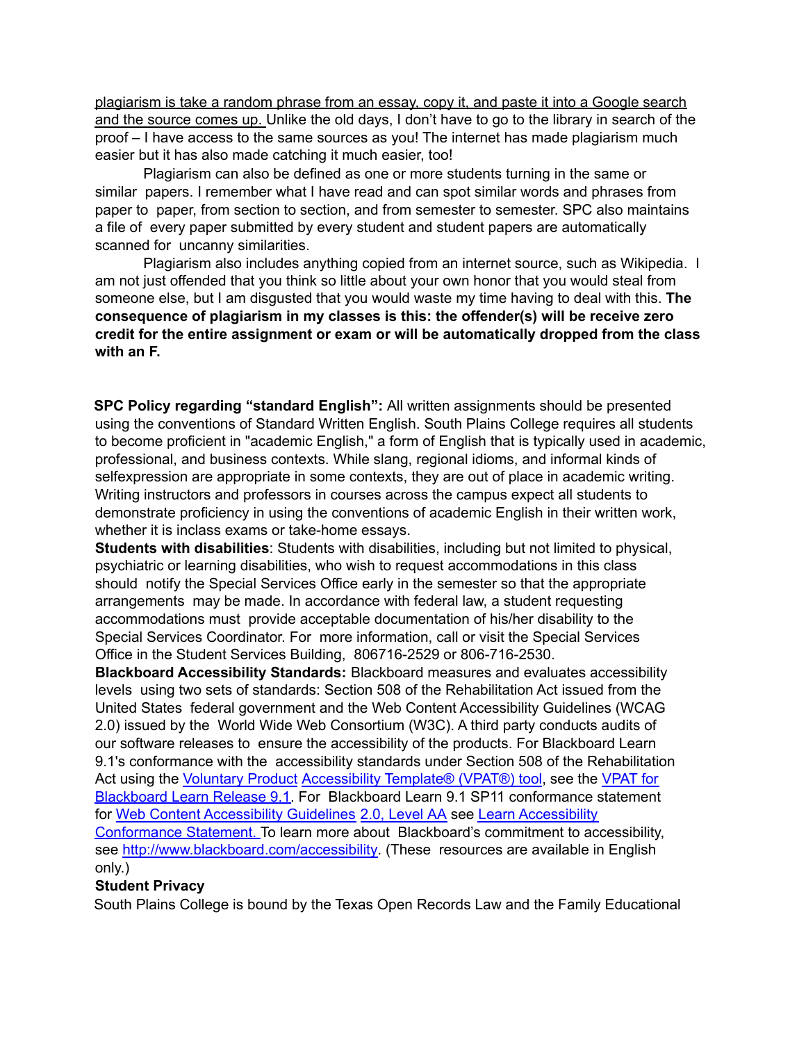plagiarism is take a random phrase from an essay, copy it, and paste it into a Google search and the source comes up. Unlike the old days, I don't have to go to the library in search of the proof – I have access to the same sources as you! The internet has made plagiarism much easier but it has also made catching it much easier, too!

Plagiarism can also be defined as one or more students turning in the same or similar papers. I remember what I have read and can spot similar words and phrases from paper to paper, from section to section, and from semester to semester. SPC also maintains a file of every paper submitted by every student and student papers are automatically scanned for uncanny similarities.

Plagiarism also includes anything copied from an internet source, such as Wikipedia. I am not just offended that you think so little about your own honor that you would steal from someone else, but I am disgusted that you would waste my time having to deal with this. **The consequence of plagiarism in my classes is this: the offender(s) will be receive zero credit for the entire assignment or exam or will be automatically dropped from the class with an F.**

**SPC Policy regarding "standard English":** All written assignments should be presented using the conventions of Standard Written English. South Plains College requires all students to become proficient in "academic English," a form of English that is typically used in academic, professional, and business contexts. While slang, regional idioms, and informal kinds of selfexpression are appropriate in some contexts, they are out of place in academic writing. Writing instructors and professors in courses across the campus expect all students to demonstrate proficiency in using the conventions of academic English in their written work, whether it is inclass exams or take-home essays.

**Students with disabilities**: Students with disabilities, including but not limited to physical, psychiatric or learning disabilities, who wish to request accommodations in this class should notify the Special Services Office early in the semester so that the appropriate arrangements may be made. In accordance with federal law, a student requesting accommodations must provide acceptable documentation of his/her disability to the Special Services Coordinator. For more information, call or visit the Special Services Office in the Student Services Building, 806716-2529 or 806-716-2530.

**Blackboard Accessibility Standards:** Blackboard measures and evaluates accessibility levels using two sets of standards: Section 508 of the Rehabilitation Act issued from the United States federal government and the Web Content Accessibility Guidelines (WCAG 2.0) issued by the World Wide Web Consortium (W3C). A third party conducts audits of our software releases to ensure the accessibility of the products. For Blackboard Learn 9.1's conformance with the accessibility standards under Section 508 of the Rehabilitation Act using the Voluntary Product Accessibility Template® (VPAT®) tool, see the VPAT for Blackboard Learn Release 9.1. For Blackboard Learn 9.1 SP11 conformance statement for Web Content Accessibility Guidelines 2.0, Level AA see Learn Accessibility Conformance Statement. To learn more about Blackboard's commitment to accessibility, see http://www.blackboard.com/accessibility. (These resources are available in English only.)

**Student Privacy**

South Plains College is bound by the Texas Open Records Law and the Family Educational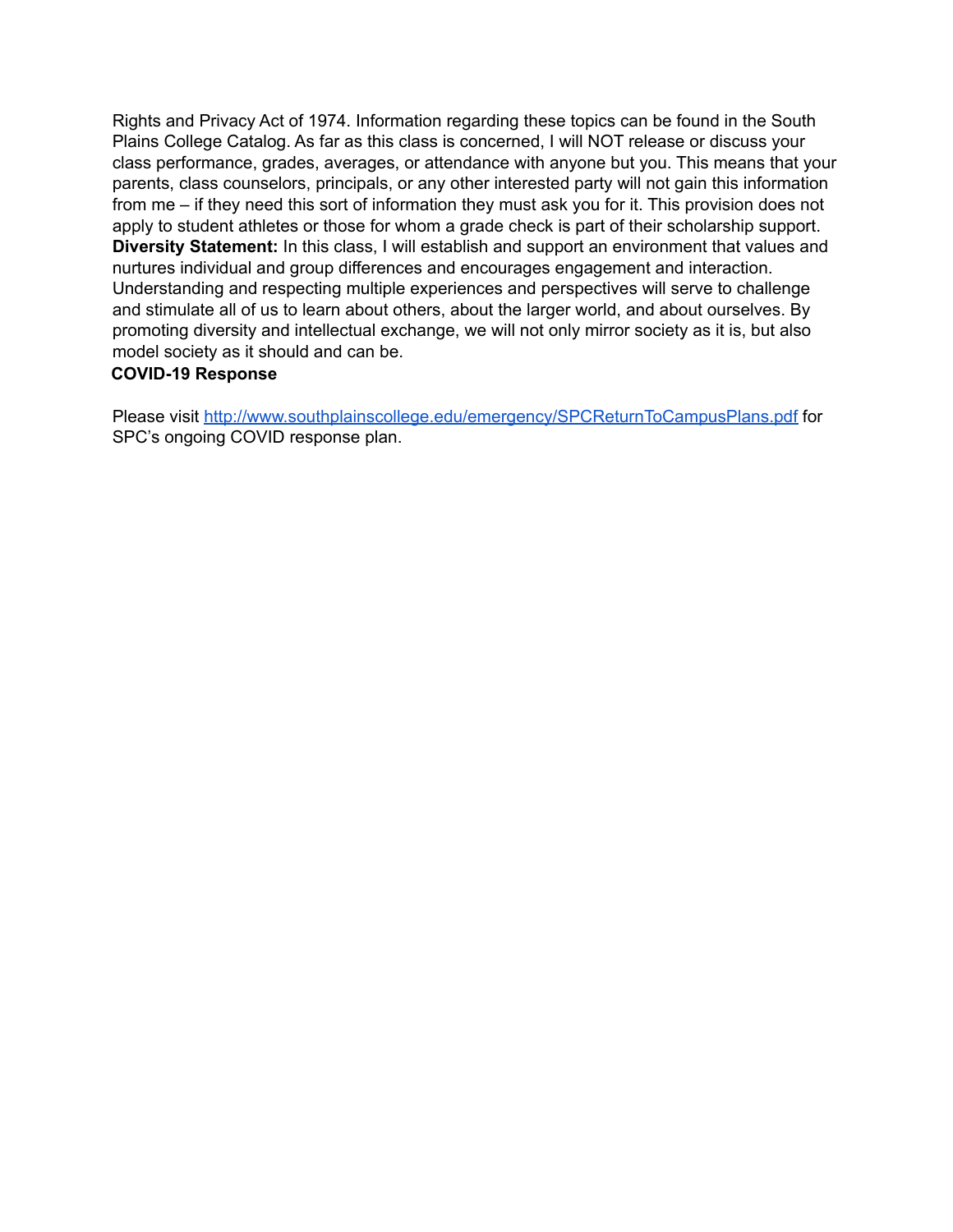Rights and Privacy Act of 1974. Information regarding these topics can be found in the South Plains College Catalog. As far as this class is concerned, I will NOT release or discuss your class performance, grades, averages, or attendance with anyone but you. This means that your parents, class counselors, principals, or any other interested party will not gain this information from me – if they need this sort of information they must ask you for it. This provision does not apply to student athletes or those for whom a grade check is part of their scholarship support.

**Diversity Statement:** In this class, I will establish and support an environment that values and nurtures individual and group differences and encourages engagement and interaction. Understanding and respecting multiple experiences and perspectives will serve to challenge and stimulate all of us to learn about others, about the larger world, and about ourselves. By promoting diversity and intellectual exchange, we will not only mirror society as it is, but also model society as it should and can be.

**COVID-19 Response**

Please visit [http://www.southplainscollege.edu/emergency/SPCReturnToCampusPlans.pdf](http://www.southplainscollege.edu/emergency/SPCReturnToCampusPlans.pdf) for SPC's ongoing COVID response plan.